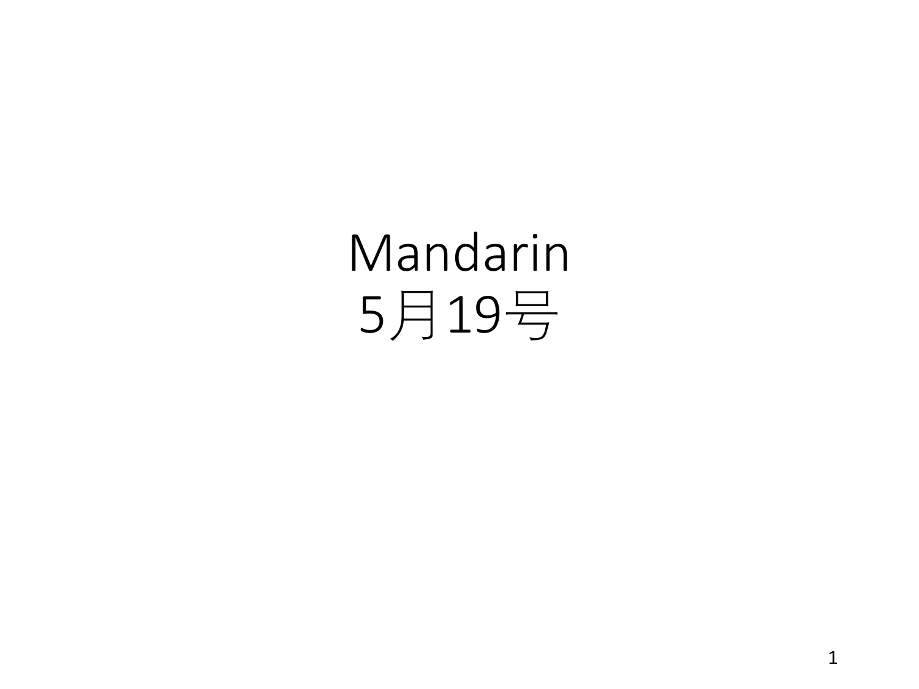# Mandarin
# 5月19号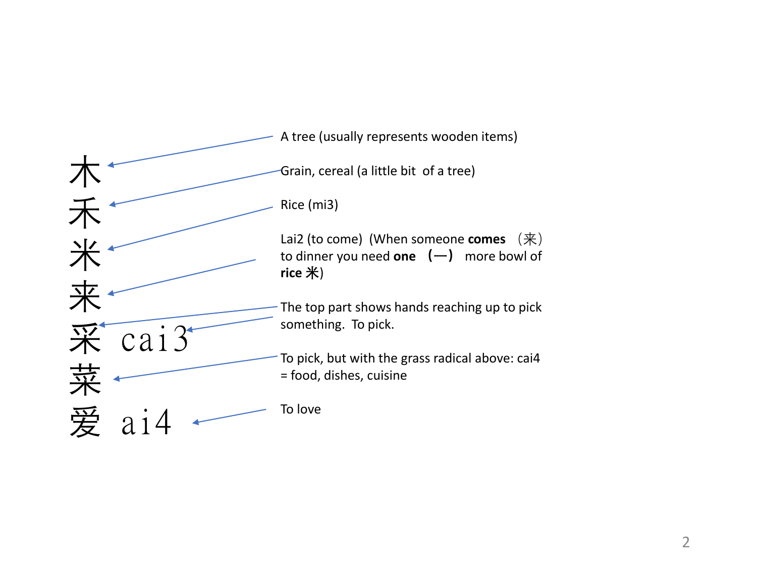木 — A tree (usually represents wooden items)

禾 — Grain, cereal (a little bit of a tree)

米 — Rice (mi3)

来 — Lai2 (to come) (When someone **comes** （来） to dinner you need **one** （一） more bowl of **rice** 米)

采 cai3 — The top part shows hands reaching up to pick something. To pick.

菜 — To pick, but with the grass radical above: cai4 = food, dishes, cuisine

爱 ai4 — To love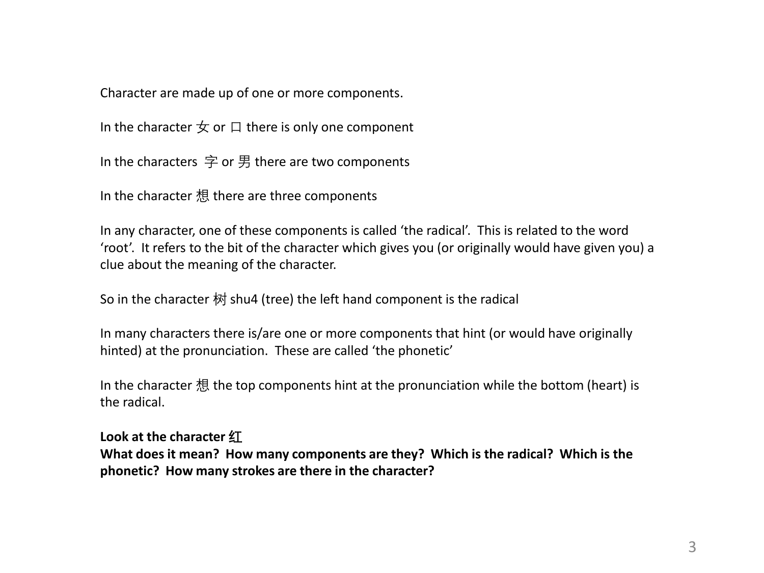Character are made up of one or more components.

In the character 女 or 口 there is only one component

In the characters 字 or 男 there are two components

In the character 想 there are three components

In any character, one of these components is called 'the radical'. This is related to the word 'root'. It refers to the bit of the character which gives you (or originally would have given you) a clue about the meaning of the character.

So in the character 树 shu4 (tree) the left hand component is the radical

In many characters there is/are one or more components that hint (or would have originally hinted) at the pronunciation. These are called 'the phonetic'

In the character 想 the top components hint at the pronunciation while the bottom (heart) is the radical.

**Look at the character 红**
**What does it mean? How many components are they? Which is the radical? Which is the phonetic? How many strokes are there in the character?**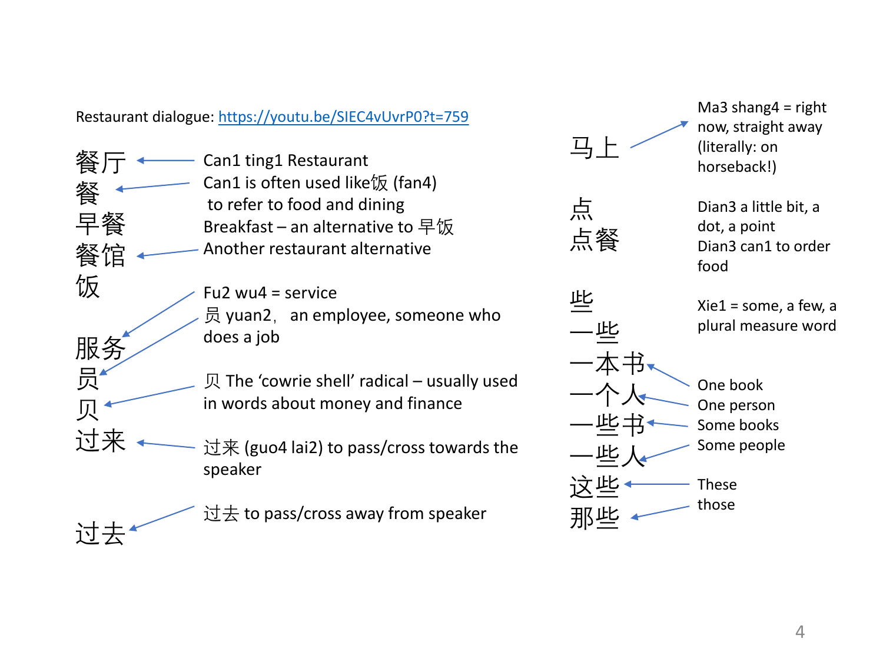Restaurant dialogue: [https://youtu.be/SIEC4vUvrP0?t=759](https://youtu.be/SIEC4vUvrP0?t=759)

- 餐厅 ← Can1 ting1 Restaurant
- 餐 ← Can1 is often used like饭 (fan4) to refer to food and dining
- 早餐 — Breakfast – an alternative to 早饭
- 餐馆 ← Another restaurant alternative
- 饭

- 服务 ← Fu2 wu4 = service
- 员 ← 员 yuan2， an employee, someone who does a job
- 贝 ← 贝 The 'cowrie shell' radical – usually used in words about money and finance
- 过来 ← 过来 (guo4 lai2) to pass/cross towards the speaker
- 过去 ← 过去 to pass/cross away from speaker

- 马上 → Ma3 shang4 = right now, straight away (literally: on horseback!)
- 点 — Dian3 a little bit, a dot, a point
- 点餐 — Dian3 can1 to order food
- 些 — Xie1 = some, a few, a plural measure word
- 一些
- 一本书 ← One book
- 一个人 ← One person
- 一些书 ← Some books
- 一些人 ← Some people
- 这些 ← These
- 那些 ← those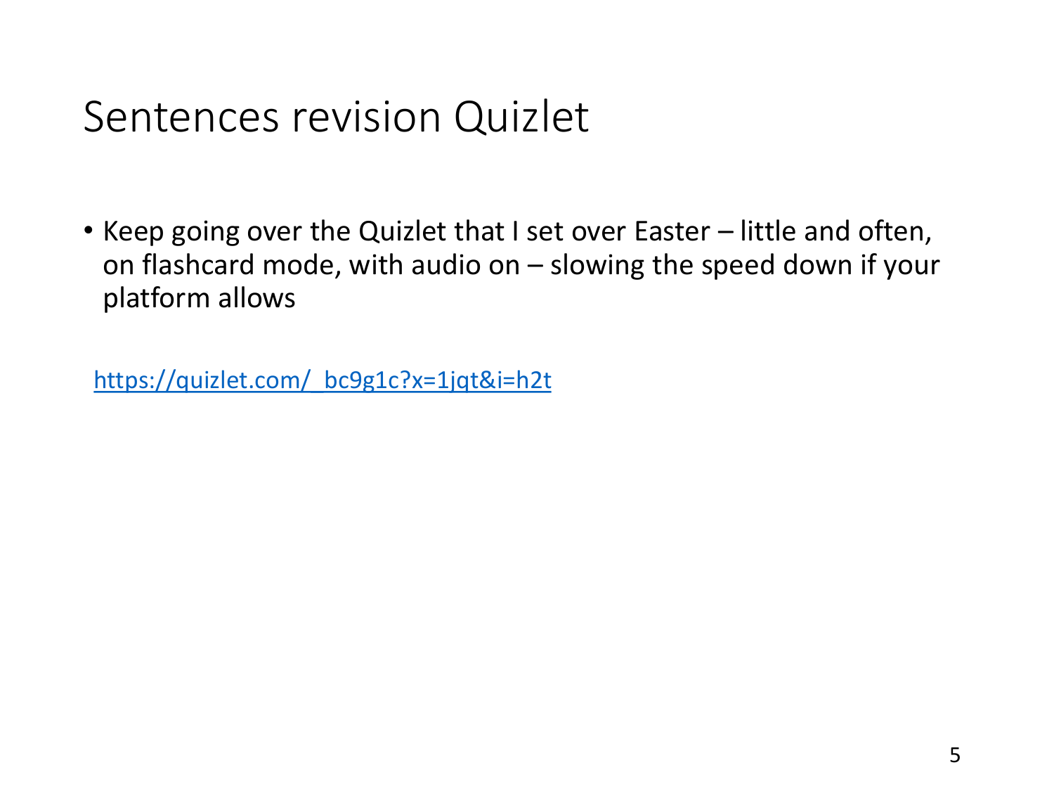# Sentences revision Quizlet

- Keep going over the Quizlet that I set over Easter – little and often, on flashcard mode, with audio on – slowing the speed down if your platform allows

https://quizlet.com/_bc9g1c?x=1jqt&i=h2t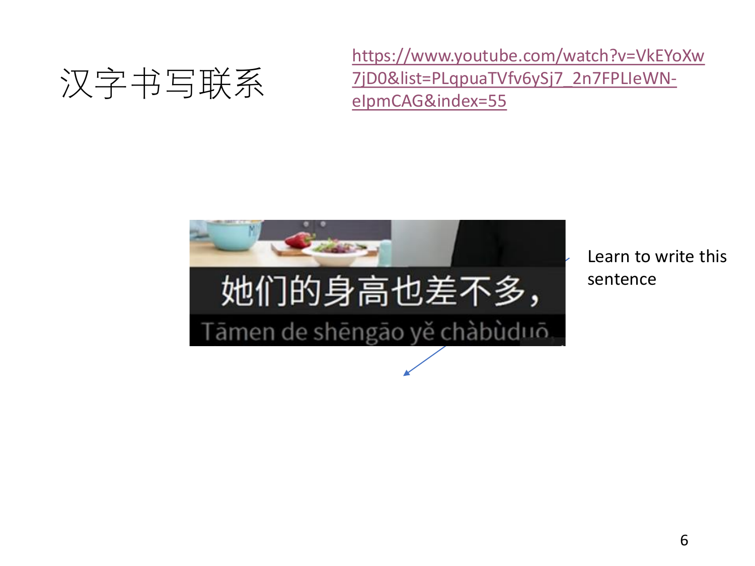# 汉字书写联系

https://www.youtube.com/watch?v=VkEYoXw7jD0&list=PLqpuaTVfv6ySj7_2n7FPLIeWN-eIpmCAG&index=55

她们的身高也差不多，

Tāmen de shēngāo yě chàbùduō

Learn to write this sentence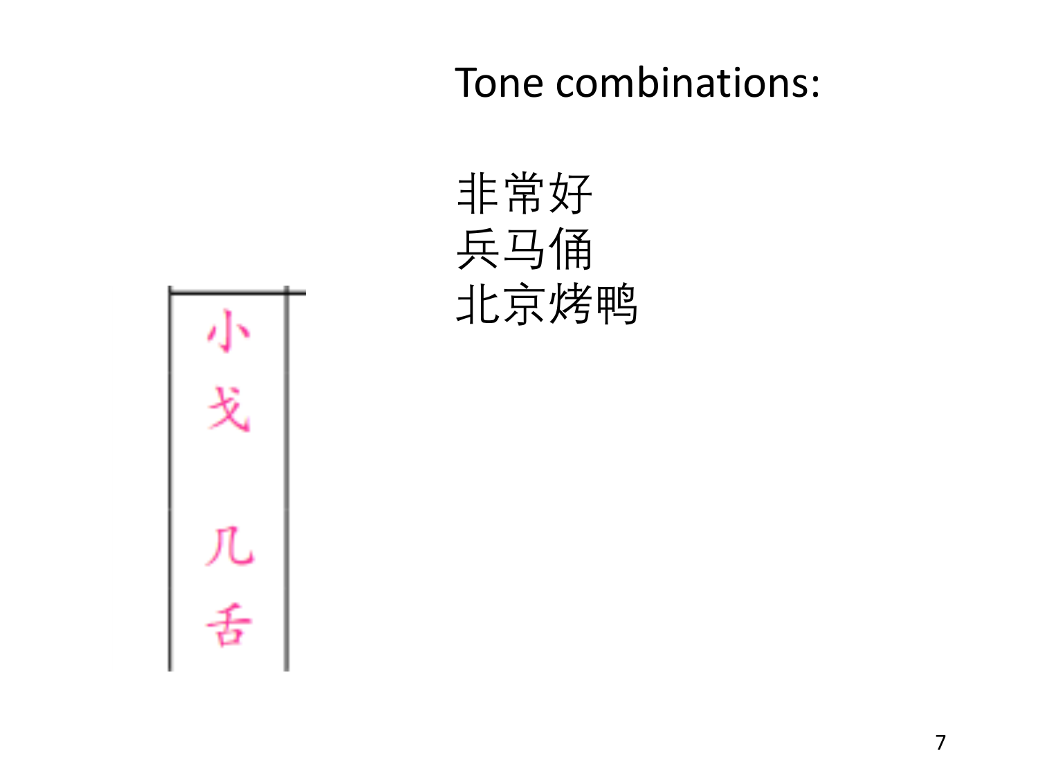Tone combinations:

非常好
兵马俑
北京烤鸭

| 小 |
| --- |
| 戈 |
| 几 |
| 舌 |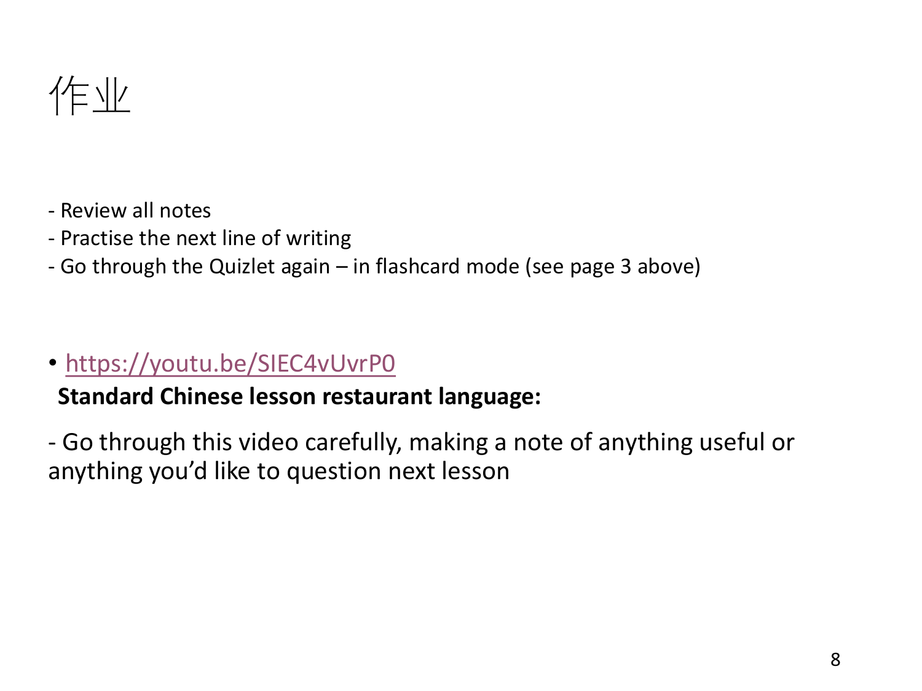# 作业

- Review all notes
- Practise the next line of writing
- Go through the Quizlet again – in flashcard mode (see page 3 above)

- https://youtu.be/SIEC4vUvrP0

**Standard Chinese lesson restaurant language:**

- Go through this video carefully, making a note of anything useful or anything you'd like to question next lesson